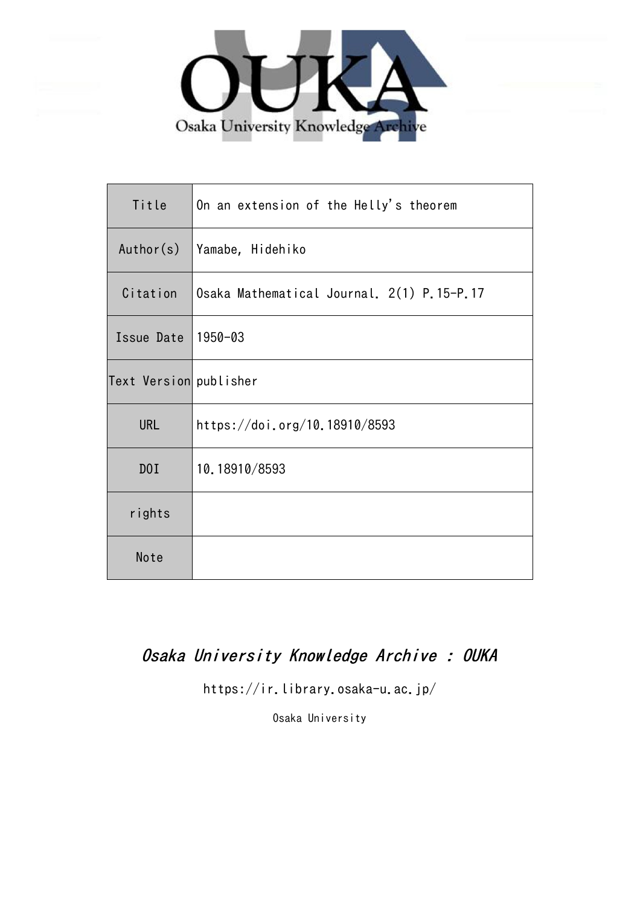Osaka University Knowledge Archive

| Title | On an extension of the Helly's theorem |
| --- | --- |
| Author(s) | Yamabe, Hidehiko |
| Citation | Osaka Mathematical Journal. 2(1) P.15-P.17 |
| Issue Date | 1950-03 |
| Text Version | publisher |
| URL | https://doi.org/10.18910/8593 |
| DOI | 10.18910/8593 |
| rights | |
| Note | |

*Osaka University Knowledge Archive : OUKA*

https://ir.library.osaka-u.ac.jp/

Osaka University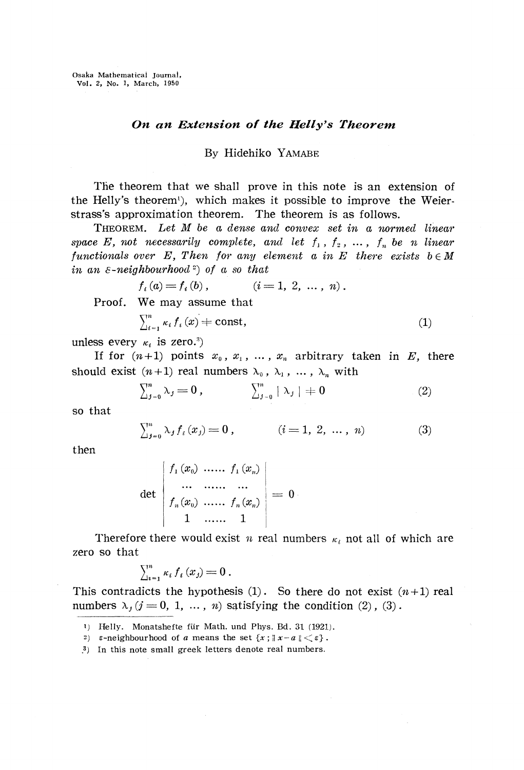Osaka Mathematical Journal,
Vol. 2, No. 1, March, 1950

# *On an Extension of the Helly's Theorem*

By Hidehiko YAMABE

The theorem that we shall prove in this note is an extension of the Helly's theorem[1]), which makes it possible to improve the Weierstrass's approximation theorem. The theorem is as follows.

THEOREM. *Let $M$ be a dense and convex set in a normed linear space $E$, not necessarily complete, and let $f_1, f_2, \dots, f_n$ be $n$ linear functionals over $E$, Then for any element $a$ in $E$ there exists $b \in M$ in an $\varepsilon$-neighbourhood*[2]) *of $a$ so that*

$$f_i(a) = f_i(b), \qquad (i = 1, 2, \dots, n).$$

Proof. We may assume that

$$\sum_{i=1}^{n} \kappa_i f_i(x) \neq \text{const}, \tag{1}$$

unless every $\kappa_i$ is zero.[3])

If for $(n+1)$ points $x_0, x_1, \dots, x_n$ arbitrary taken in $E$, there should exist $(n+1)$ real numbers $\lambda_0, \lambda_1, \dots, \lambda_n$ with

$$\sum_{j=0}^{n} \lambda_j = 0, \qquad \sum_{j=0}^{n} |\lambda_j| \neq 0 \tag{2}$$

so that

$$\sum_{j=0}^{n} \lambda_j f_i(x_j) = 0, \qquad (i = 1, 2, \dots, n) \tag{3}$$

then

$$\det \begin{vmatrix} f_1(x_0) & \dots\dots & f_1(x_n) \\ \dots & \dots\dots & \dots \\ f_n(x_0) & \dots\dots & f_n(x_n) \\ 1 & \dots\dots & 1 \end{vmatrix} = 0$$

Therefore there would exist $n$ real numbers $\kappa_i$ not all of which are zero so that

$$\sum_{i=1}^{n} \kappa_i f_i(x_j) = 0.$$

This contradicts the hypothesis (1). So there do not exist $(n+1)$ real numbers $\lambda_j$ $(j = 0, 1, \dots, n)$ satisfying the condition (2), (3).

---

1) Helly. Monatshefte für Math. und Phys. Bd. 31 (1921).

2) $\varepsilon$-neighbourhood of $a$ means the set $\{x ; \|x - a\| < \varepsilon\}$.

3) In this note small greek letters denote real numbers.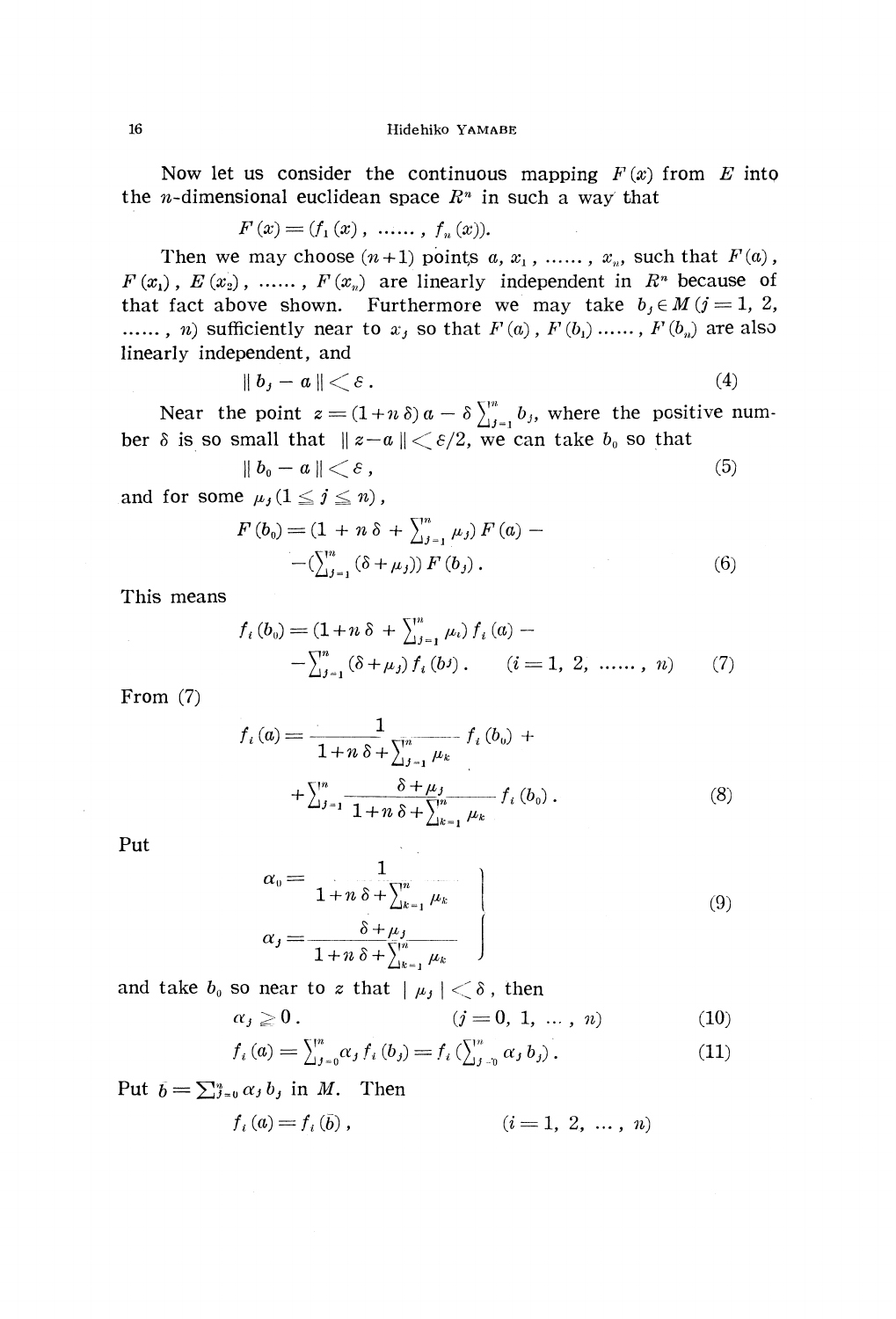Now let us consider the continuous mapping $F(x)$ from $E$ into the $n$-dimensional euclidean space $R^n$ in such a way that

$$F(x) = (f_1(x), \ \ldots\ldots, \ f_n(x)).$$

Then we may choose $(n+1)$ points $a, x_1, \ldots\ldots, x_n$, such that $F(a)$, $F(x_1)$, $E(x_2)$, $\ldots\ldots$, $F(x_n)$ are linearly independent in $R^n$ because of that fact above shown. Furthermore we may take $b_j \in M$ $(j = 1, 2, \ldots\ldots, n)$ sufficiently near to $x_j$ so that $F(a)$, $F(b_1) \ldots\ldots$, $F(b_n)$ are also linearly independent, and

$$\| b_j - a \| < \varepsilon . \tag{4}$$

Near the point $z = (1+n\delta)a - \delta \sum_{j=1}^{m} b_j$, where the positive number $\delta$ is so small that $\| z - a \| < \varepsilon/2$, we can take $b_0$ so that

$$\| b_0 - a \| < \varepsilon , \tag{5}$$

and for some $\mu_j (1 \leq j \leq n)$,

$$F(b_0) = (1 + n\delta + \sum_{j=1}^{m} \mu_j) F(a) - \\ -(\sum_{j=1}^{m} (\delta + \mu_j)) F(b_j) . \tag{6}$$

This means

$$f_i(b_0) = (1+n\delta + \sum_{j=1}^{m} \mu_i) f_i(a) - \\ - \sum_{j=1}^{m} (\delta + \mu_j) f_i(b^j) . \qquad (i = 1, 2, \ldots\ldots, n) \tag{7}$$

From (7)

$$f_i(a) = \frac{1}{1+n\delta + \sum_{j=1}^{m} \mu_k} f_i(b_0) + \\ + \sum_{j=1}^{m} \frac{\delta + \mu_j}{1+n\delta + \sum_{k=1}^{m} \mu_k} f_i(b_0) . \tag{8}$$

Put

$$\left. \begin{aligned} \alpha_0 &= \frac{1}{1+n\delta + \sum_{k=1}^{n} \mu_k} \\ \alpha_j &= \frac{\delta + \mu_j}{1+n\delta + \sum_{k=1}^{m} \mu_k} \end{aligned} \right\} \tag{9}$$

and take $b_0$ so near to $z$ that $| \mu_j | < \delta$, then

$$\alpha_j \geqq 0 . \qquad (j = 0, 1, \ldots, n) \tag{10}$$

$$f_i(a) = \sum_{j=0}^{m} \alpha_j f_i(b_j) = f_i(\sum_{j=0}^{m} \alpha_j b_j) . \tag{11}$$

Put $\bar{b} = \sum_{j=0}^{n} \alpha_j b_j$ in $M$. Then

$$f_i(a) = f_i(\bar{b}) , \qquad (i = 1, 2, \ldots, n)$$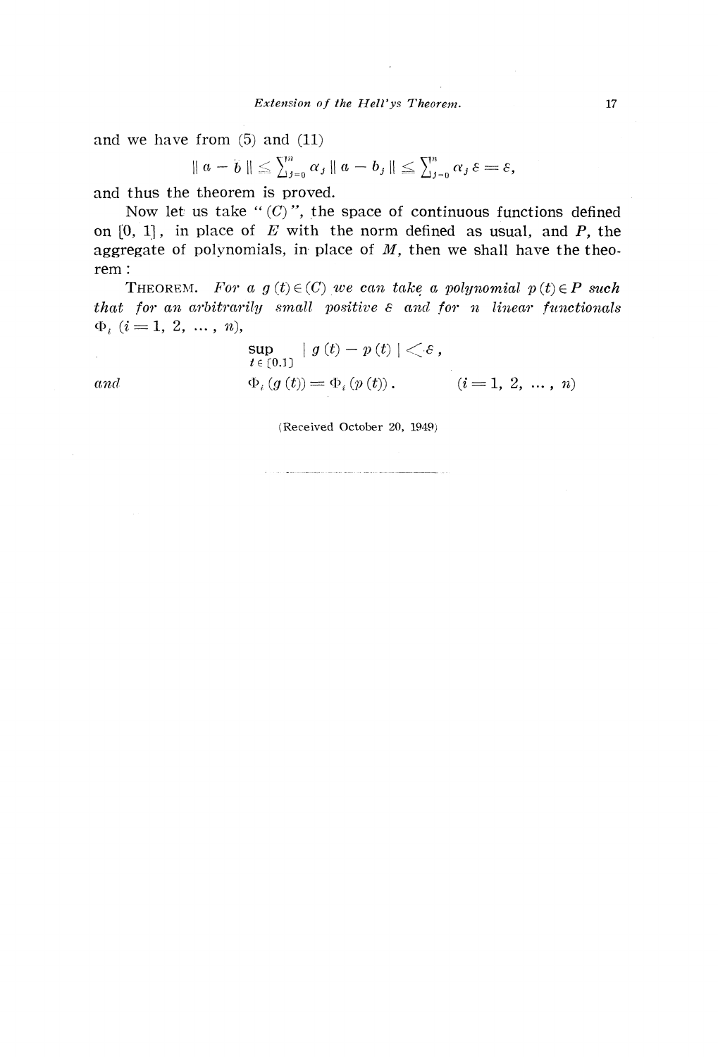and we have from (5) and (11)

$$\| a - b \| \leq \sum_{j=0}^{m} \alpha_j \| a - b_j \| \leq \sum_{j=0}^{m} \alpha_j \varepsilon = \varepsilon,$$

and thus the theorem is proved.

Now let us take " $(C)$ ", the space of continuous functions defined on $[0, 1]$, in place of $E$ with the norm defined as usual, and $P$, the aggregate of polynomials, in place of $M$, then we shall have the theorem:

THEOREM. *For a $g(t) \in (C)$ we can take a polynomial $p(t) \in P$ such that for an arbitrarily small positive $\varepsilon$ and for $n$ linear functionals $\Phi_i$ $(i = 1, 2, \ldots, n)$,*

$$\sup_{t \in [0.1]} | g(t) - p(t) | < \varepsilon,$$

*and*

$$\Phi_i (g(t)) = \Phi_i (p(t)). \qquad (i = 1, 2, \ldots, n)$$

(Received October 20, 1949)